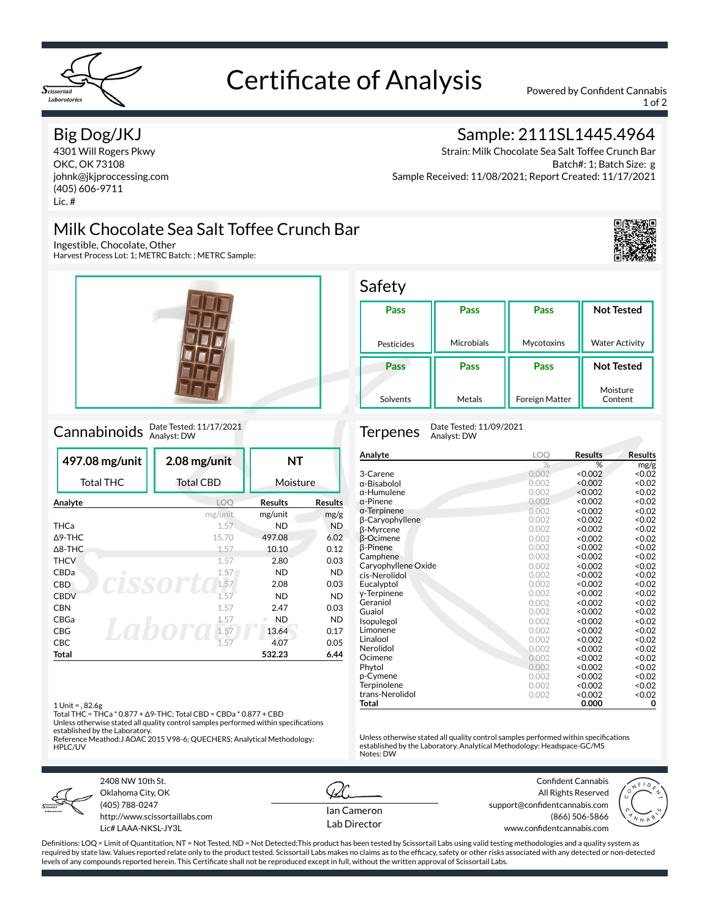# Certificate of Analysis

Powered by Confident Cannabis

## Big Dog/JKJ

4301 Will Rogers Pkwy
OKC, OK 73108
johnk@jkjproccessing.com
(405) 606-9711
Lic. #

## Sample: 2111SL1445.4964

Strain: Milk Chocolate Sea Salt Toffee Crunch Bar
Batch#: 1; Batch Size: g
Sample Received: 11/08/2021; Report Created: 11/17/2021

## Milk Chocolate Sea Salt Toffee Crunch Bar

Ingestible, Chocolate, Other
Harvest Process Lot: 1; METRC Batch: ; METRC Sample:

## Safety

| Pass | Pass | Pass | Not Tested |
|---|---|---|---|
| Pesticides | Microbials | Mycotoxins | Water Activity |
| **Pass** | **Pass** | **Pass** | **Not Tested** |
| Solvents | Metals | Foreign Matter | Moisture Content |

## Cannabinoids

Date Tested: 11/17/2021
Analyst: DW

| 497.08 mg/unit | 2.08 mg/unit | NT |
|---|---|---|
| Total THC | Total CBD | Moisture |

| Analyte | LOQ | Results | Results |
|---|---|---|---|
| | mg/unit | mg/unit | mg/g |
| THCa | 1.57 | ND | ND |
| Δ9-THC | 15.70 | 497.08 | 6.02 |
| Δ8-THC | 1.57 | 10.10 | 0.12 |
| THCV | 1.57 | 2.80 | 0.03 |
| CBDa | 1.57 | ND | ND |
| CBD | 1.57 | 2.08 | 0.03 |
| CBDV | 1.57 | ND | ND |
| CBN | 1.57 | 2.47 | 0.03 |
| CBGa | 1.57 | ND | ND |
| CBG | 1.57 | 13.64 | 0.17 |
| CBC | 1.57 | 4.07 | 0.05 |
| **Total** | | **532.23** | **6.44** |

1 Unit = , 82.6g
Total THC = THCa * 0.877 + Δ9-THC; Total CBD = CBDa * 0.877 + CBD
Unless otherwise stated all quality control samples performed within specifications established by the Laboratory.
Reference Meathod:J AOAC 2015 V98-6; QUECHERS; Analytical Methodology: HPLC/UV

## Terpenes

Date Tested: 11/09/2021
Analyst: DW

| Analyte | LOQ | Results | Results |
|---|---|---|---|
| | % | % | mg/g |
| 3-Carene | 0.002 | <0.002 | <0.02 |
| α-Bisabolol | 0.002 | <0.002 | <0.02 |
| α-Humulene | 0.002 | <0.002 | <0.02 |
| α-Pinene | 0.002 | <0.002 | <0.02 |
| α-Terpinene | 0.002 | <0.002 | <0.02 |
| β-Caryophyllene | 0.002 | <0.002 | <0.02 |
| β-Myrcene | 0.002 | <0.002 | <0.02 |
| β-Ocimene | 0.002 | <0.002 | <0.02 |
| β-Pinene | 0.002 | <0.002 | <0.02 |
| Camphene | 0.002 | <0.002 | <0.02 |
| Caryophyllene Oxide | 0.002 | <0.002 | <0.02 |
| cis-Nerolidol | 0.002 | <0.002 | <0.02 |
| Eucalyptol | 0.002 | <0.002 | <0.02 |
| γ-Terpinene | 0.002 | <0.002 | <0.02 |
| Geraniol | 0.002 | <0.002 | <0.02 |
| Guaiol | 0.002 | <0.002 | <0.02 |
| Isopulegol | 0.002 | <0.002 | <0.02 |
| Limonene | 0.002 | <0.002 | <0.02 |
| Linalool | 0.002 | <0.002 | <0.02 |
| Nerolidol | 0.002 | <0.002 | <0.02 |
| Ocimene | 0.002 | <0.002 | <0.02 |
| Phytol | 0.002 | <0.002 | <0.02 |
| p-Cymene | 0.002 | <0.002 | <0.02 |
| Terpinolene | 0.002 | <0.002 | <0.02 |
| trans-Nerolidol | 0.002 | <0.002 | <0.02 |
| **Total** | | **0.000** | **0** |

Unless otherwise stated all quality control samples performed within specifications established by the Laboratory. Analytical Methodology: Headspace-GC/MS
Notes: DW

2408 NW 10th St.
Oklahoma City, OK
(405) 788-0247
http://www.scissortaillabs.com
Lic# LAAA-NKSL-JY3L

Ian Cameron
Lab Director

Confident Cannabis
All Rights Reserved
support@confidentcannabis.com
(866) 506-5866
www.confidentcannabis.com

Definitions: LOQ = Limit of Quantitation, NT = Not Tested, ND = Not Detected;This product has been tested by Scissortail Labs using valid testing methodologies and a quality system as required by state law. Values reported relate only to the product tested. Scissortail Labs makes no claims as to the efficacy, safety or other risks associated with any detected or non-detected levels of any compounds reported herein. This Certificate shall not be reproduced except in full, without the written approval of Scissortail Labs.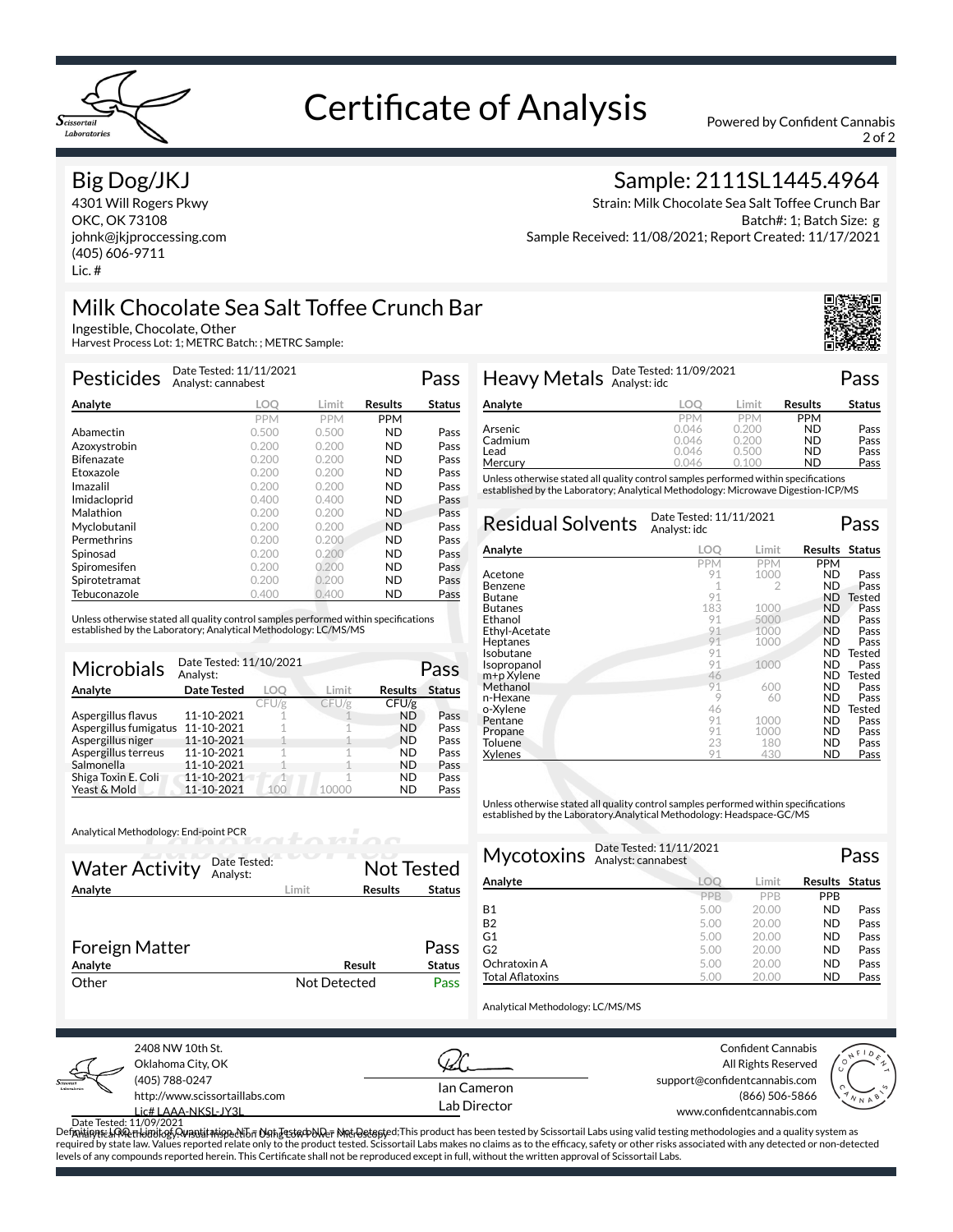# Certificate of Analysis

Powered by Confident Cannabis

## Big Dog/JKJ

4301 Will Rogers Pkwy
OKC, OK 73108
johnk@jkjproccessing.com
(405) 606-9711
Lic. #

## Sample: 2111SL1445.4964

Strain: Milk Chocolate Sea Salt Toffee Crunch Bar
Batch#: 1; Batch Size: g
Sample Received: 11/08/2021; Report Created: 11/17/2021

## Milk Chocolate Sea Salt Toffee Crunch Bar

Ingestible, Chocolate, Other
Harvest Process Lot: 1; METRC Batch: ; METRC Sample:

### Pesticides — Pass

Date Tested: 11/11/2021
Analyst: cannabest

| Analyte | LOQ | Limit | Results | Status |
|---|---|---|---|---|
| | PPM | PPM | PPM | |
| Abamectin | 0.500 | 0.500 | ND | Pass |
| Azoxystrobin | 0.200 | 0.200 | ND | Pass |
| Bifenazate | 0.200 | 0.200 | ND | Pass |
| Etoxazole | 0.200 | 0.200 | ND | Pass |
| Imazalil | 0.200 | 0.200 | ND | Pass |
| Imidacloprid | 0.400 | 0.400 | ND | Pass |
| Malathion | 0.200 | 0.200 | ND | Pass |
| Myclobutanil | 0.200 | 0.200 | ND | Pass |
| Permethrins | 0.200 | 0.200 | ND | Pass |
| Spinosad | 0.200 | 0.200 | ND | Pass |
| Spiromesifen | 0.200 | 0.200 | ND | Pass |
| Spirotetramat | 0.200 | 0.200 | ND | Pass |
| Tebuconazole | 0.400 | 0.400 | ND | Pass |

Unless otherwise stated all quality control samples performed within specifications established by the Laboratory; Analytical Methodology: LC/MS/MS

### Microbials — Pass

Date Tested: 11/10/2021
Analyst:

| Analyte | Date Tested | LOQ | Limit | Results | Status |
|---|---|---|---|---|---|
| | | CFU/g | CFU/g | CFU/g | |
| Aspergillus flavus | 11-10-2021 | 1 | 1 | ND | Pass |
| Aspergillus fumigatus | 11-10-2021 | 1 | 1 | ND | Pass |
| Aspergillus niger | 11-10-2021 | 1 | 1 | ND | Pass |
| Aspergillus terreus | 11-10-2021 | 1 | 1 | ND | Pass |
| Salmonella | 11-10-2021 | 1 | 1 | ND | Pass |
| Shiga Toxin E. Coli | 11-10-2021 | 1 | 1 | ND | Pass |
| Yeast & Mold | 11-10-2021 | 100 | 10000 | ND | Pass |

Analytical Methodology: End-point PCR

### Water Activity — Not Tested

Date Tested:
Analyst:

| Analyte | Limit | Results | Status |
|---|---|---|---|

### Foreign Matter — Pass

| Analyte | Result | Status |
|---|---|---|
| Other | Not Detected | Pass |

Date Tested: 11/09/2021
Analytical Methodology: Visual Inspection Using Low Power Microscopy

### Heavy Metals — Pass

Date Tested: 11/09/2021
Analyst: idc

| Analyte | LOQ | Limit | Results | Status |
|---|---|---|---|---|
| | PPM | PPM | PPM | |
| Arsenic | 0.046 | 0.200 | ND | Pass |
| Cadmium | 0.046 | 0.200 | ND | Pass |
| Lead | 0.046 | 0.500 | ND | Pass |
| Mercury | 0.046 | 0.100 | ND | Pass |

Unless otherwise stated all quality control samples performed within specifications established by the Laboratory; Analytical Methodology: Microwave Digestion-ICP/MS

### Residual Solvents — Pass

Date Tested: 11/11/2021
Analyst: idc

| Analyte | LOQ | Limit | Results | Status |
|---|---|---|---|---|
| | PPM | PPM | PPM | |
| Acetone | 91 | 1000 | ND | Pass |
| Benzene | 1 | 2 | ND | Pass |
| Butane | 91 | | ND | Tested |
| Butanes | 183 | 1000 | ND | Pass |
| Ethanol | 91 | 5000 | ND | Pass |
| Ethyl-Acetate | 91 | 1000 | ND | Pass |
| Heptanes | 91 | 1000 | ND | Pass |
| Isobutane | 91 | | ND | Tested |
| Isopropanol | 91 | 1000 | ND | Pass |
| m+p Xylene | 46 | | ND | Tested |
| Methanol | 91 | 600 | ND | Pass |
| n-Hexane | 9 | 60 | ND | Pass |
| o-Xylene | 46 | | ND | Tested |
| Pentane | 91 | 1000 | ND | Pass |
| Propane | 91 | 1000 | ND | Pass |
| Toluene | 23 | 180 | ND | Pass |
| Xylenes | 91 | 430 | ND | Pass |

Unless otherwise stated all quality control samples performed within specifications established by the Laboratory.Analytical Methodology: Headspace-GC/MS

### Mycotoxins — Pass

Date Tested: 11/11/2021
Analyst: cannabest

| Analyte | LOQ | Limit | Results | Status |
|---|---|---|---|---|
| | PPB | PPB | PPB | |
| B1 | 5.00 | 20.00 | ND | Pass |
| B2 | 5.00 | 20.00 | ND | Pass |
| G1 | 5.00 | 20.00 | ND | Pass |
| G2 | 5.00 | 20.00 | ND | Pass |
| Ochratoxin A | 5.00 | 20.00 | ND | Pass |
| Total Aflatoxins | 5.00 | 20.00 | ND | Pass |

Analytical Methodology: LC/MS/MS

2408 NW 10th St.
Oklahoma City, OK
(405) 788-0247
http://www.scissortaillabs.com
Lic# LAAA-NKSL-JY3L

Ian Cameron
Lab Director

Confident Cannabis
All Rights Reserved
support@confidentcannabis.com
(866) 506-5866
www.confidentcannabis.com

Definitions: LOQ = Limit of Quantitation, NT = Not Tested, ND = Not Detected; This product has been tested by Scissortail Labs using valid testing methodologies and a quality system as required by state law. Values reported relate only to the product tested. Scissortail Labs makes no claims as to the efficacy, safety or other risks associated with any detected or non-detected levels of any compounds reported herein. This Certificate shall not be reproduced except in full, without the written approval of Scissortail Labs.